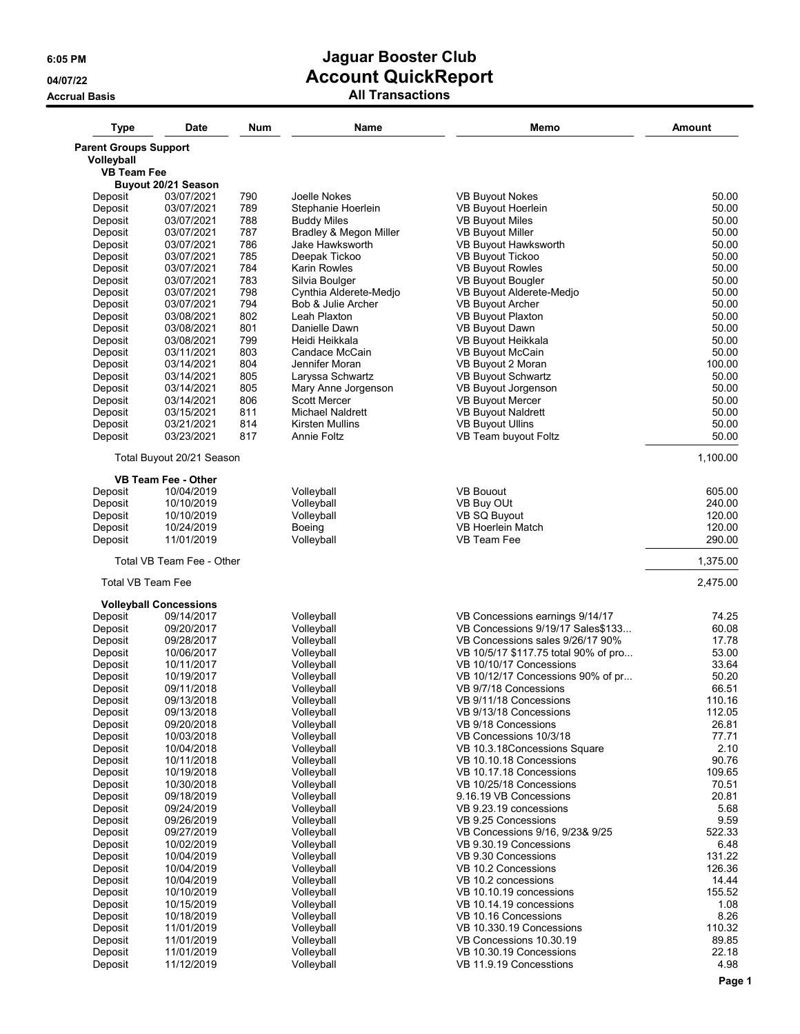# Jaguar Booster Club
## Account QuickReport
### All Transactions

6:05 PM
04/07/22
Accrual Basis

| Type | Date | Num | Name | Memo | Amount |
|---|---|---|---|---|---|
| **Parent Groups Support** | | | | | |
| **Volleyball** | | | | | |
| **VB Team Fee** | | | | | |
| **Buyout 20/21 Season** | | | | | |
| Deposit | 03/07/2021 | 790 | Joelle Nokes | VB Buyout Nokes | 50.00 |
| Deposit | 03/07/2021 | 789 | Stephanie Hoerlein | VB Buyout Hoerlein | 50.00 |
| Deposit | 03/07/2021 | 788 | Buddy Miles | VB Buyout Miles | 50.00 |
| Deposit | 03/07/2021 | 787 | Bradley & Megon Miller | VB Buyout Miller | 50.00 |
| Deposit | 03/07/2021 | 786 | Jake Hawksworth | VB Buyout Hawksworth | 50.00 |
| Deposit | 03/07/2021 | 785 | Deepak Tickoo | VB Buyout Tickoo | 50.00 |
| Deposit | 03/07/2021 | 784 | Karin Rowles | VB Buyout Rowles | 50.00 |
| Deposit | 03/07/2021 | 783 | Silvia Boulger | VB Buyout Bougler | 50.00 |
| Deposit | 03/07/2021 | 798 | Cynthia Alderete-Medjo | VB Buyout Alderete-Medjo | 50.00 |
| Deposit | 03/07/2021 | 794 | Bob & Julie Archer | VB Buyout Archer | 50.00 |
| Deposit | 03/08/2021 | 802 | Leah Plaxton | VB Buyout Plaxton | 50.00 |
| Deposit | 03/08/2021 | 801 | Danielle Dawn | VB Buyout Dawn | 50.00 |
| Deposit | 03/08/2021 | 799 | Heidi Heikkala | VB Buyout Heikkala | 50.00 |
| Deposit | 03/11/2021 | 803 | Candace McCain | VB Buyout McCain | 50.00 |
| Deposit | 03/14/2021 | 804 | Jennifer Moran | VB Buyout 2 Moran | 100.00 |
| Deposit | 03/14/2021 | 805 | Laryssa Schwartz | VB Buyout Schwartz | 50.00 |
| Deposit | 03/14/2021 | 805 | Mary Anne Jorgenson | VB Buyout Jorgenson | 50.00 |
| Deposit | 03/14/2021 | 806 | Scott Mercer | VB Buyout Mercer | 50.00 |
| Deposit | 03/15/2021 | 811 | Michael Naldrett | VB Buyout Naldrett | 50.00 |
| Deposit | 03/21/2021 | 814 | Kirsten Mullins | VB Buyout Ullins | 50.00 |
| Deposit | 03/23/2021 | 817 | Annie Foltz | VB Team buyout Foltz | 50.00 |
| Total Buyout 20/21 Season | | | | | 1,100.00 |
| **VB Team Fee - Other** | | | | | |
| Deposit | 10/04/2019 | | Volleyball | VB Bouout | 605.00 |
| Deposit | 10/10/2019 | | Volleyball | VB Buy OUt | 240.00 |
| Deposit | 10/10/2019 | | Volleyball | VB SQ Buyout | 120.00 |
| Deposit | 10/24/2019 | | Boeing | VB Hoerlein Match | 120.00 |
| Deposit | 11/01/2019 | | Volleyball | VB Team Fee | 290.00 |
| Total VB Team Fee - Other | | | | | 1,375.00 |
| Total VB Team Fee | | | | | 2,475.00 |
| **Volleyball Concessions** | | | | | |
| Deposit | 09/14/2017 | | Volleyball | VB Concessions earnings 9/14/17 | 74.25 |
| Deposit | 09/20/2017 | | Volleyball | VB Concessions 9/19/17 Sales$133... | 60.08 |
| Deposit | 09/28/2017 | | Volleyball | VB Concessions sales 9/26/17 90% | 17.78 |
| Deposit | 10/06/2017 | | Volleyball | VB 10/5/17 $117.75 total 90% of pro... | 53.00 |
| Deposit | 10/11/2017 | | Volleyball | VB 10/10/17 Concessions | 33.64 |
| Deposit | 10/19/2017 | | Volleyball | VB 10/12/17 Concessions 90% of pr... | 50.20 |
| Deposit | 09/11/2018 | | Volleyball | VB 9/7/18 Concessions | 66.51 |
| Deposit | 09/13/2018 | | Volleyball | VB 9/11/18 Concessions | 110.16 |
| Deposit | 09/13/2018 | | Volleyball | VB 9/13/18 Concessions | 112.05 |
| Deposit | 09/20/2018 | | Volleyball | VB 9/18 Concessions | 26.81 |
| Deposit | 10/03/2018 | | Volleyball | VB Concessions 10/3/18 | 77.71 |
| Deposit | 10/04/2018 | | Volleyball | VB 10.3.18Concessions Square | 2.10 |
| Deposit | 10/11/2018 | | Volleyball | VB 10.10.18 Concessions | 90.76 |
| Deposit | 10/19/2018 | | Volleyball | VB 10.17.18 Concessions | 109.65 |
| Deposit | 10/30/2018 | | Volleyball | VB 10/25/18 Concessions | 70.51 |
| Deposit | 09/18/2019 | | Volleyball | 9.16.19 VB Concessions | 20.81 |
| Deposit | 09/24/2019 | | Volleyball | VB 9.23.19 concessions | 5.68 |
| Deposit | 09/26/2019 | | Volleyball | VB 9.25 Concessions | 9.59 |
| Deposit | 09/27/2019 | | Volleyball | VB Concessions 9/16, 9/23& 9/25 | 522.33 |
| Deposit | 10/02/2019 | | Volleyball | VB 9.30.19 Concessions | 6.48 |
| Deposit | 10/04/2019 | | Volleyball | VB 9.30 Concessions | 131.22 |
| Deposit | 10/04/2019 | | Volleyball | VB 10.2 Concessions | 126.36 |
| Deposit | 10/04/2019 | | Volleyball | VB 10.2 concessions | 14.44 |
| Deposit | 10/10/2019 | | Volleyball | VB 10.10.19 concessions | 155.52 |
| Deposit | 10/15/2019 | | Volleyball | VB 10.14.19 concessions | 1.08 |
| Deposit | 10/18/2019 | | Volleyball | VB 10.16 Concessions | 8.26 |
| Deposit | 11/01/2019 | | Volleyball | VB 10.330.19 Concessions | 110.32 |
| Deposit | 11/01/2019 | | Volleyball | VB Concessions 10.30.19 | 89.85 |
| Deposit | 11/01/2019 | | Volleyball | VB 10.30.19 Concessions | 22.18 |
| Deposit | 11/12/2019 | | Volleyball | VB 11.9.19 Concesstions | 4.98 |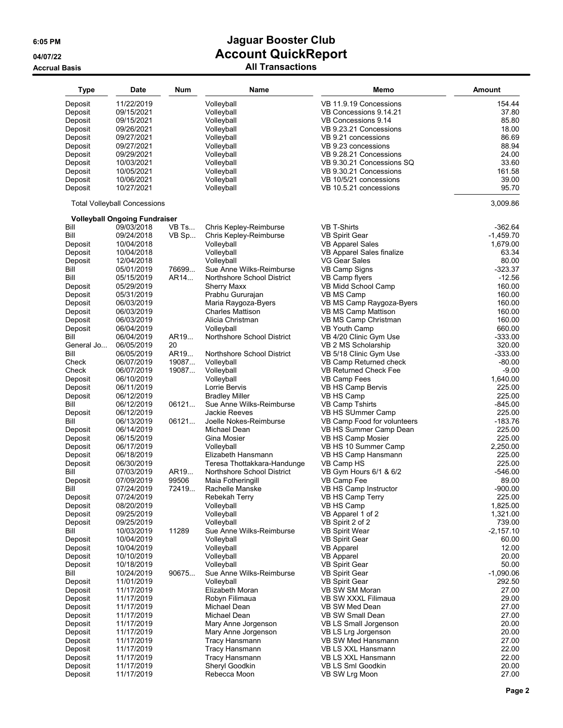**6:05 PM**
**04/07/22**
**Accrual Basis**

# Jaguar Booster Club
## Account QuickReport
### All Transactions

| Type | Date | Num | Name | Memo | Amount |
|---|---|---|---|---|---|
| Deposit | 11/22/2019 | | Volleyball | VB 11.9.19 Concessions | 154.44 |
| Deposit | 09/15/2021 | | Volleyball | VB Concessions 9.14.21 | 37.80 |
| Deposit | 09/15/2021 | | Volleyball | VB Concessions 9.14 | 85.80 |
| Deposit | 09/26/2021 | | Volleyball | VB 9.23.21 Concessions | 18.00 |
| Deposit | 09/27/2021 | | Volleyball | VB 9.21 concessions | 86.69 |
| Deposit | 09/27/2021 | | Volleyball | VB 9.23 concessions | 88.94 |
| Deposit | 09/29/2021 | | Volleyball | VB 9.28.21 Concessions | 24.00 |
| Deposit | 10/03/2021 | | Volleyball | VB 9.30.21 Concessions SQ | 33.60 |
| Deposit | 10/05/2021 | | Volleyball | VB 9.30.21 Concessions | 161.58 |
| Deposit | 10/06/2021 | | Volleyball | VB 10/5/21 concessions | 39.00 |
| Deposit | 10/27/2021 | | Volleyball | VB 10.5.21 concessions | 95.70 |
| Total Volleyball Concessions | | | | | 3,009.86 |
| **Volleyball Ongoing Fundraiser** | | | | | |
| Bill | 09/03/2018 | VB Ts... | Chris Kepley-Reimburse | VB T-Shirts | -362.64 |
| Bill | 09/24/2018 | VB Sp... | Chris Kepley-Reimburse | VB Spirit Gear | -1,459.70 |
| Deposit | 10/04/2018 | | Volleyball | VB Apparel Sales | 1,679.00 |
| Deposit | 10/04/2018 | | Volleyball | VB Apparel Sales finalize | 63.34 |
| Deposit | 12/04/2018 | | Volleyball | VG Gear Sales | 80.00 |
| Bill | 05/01/2019 | 76699... | Sue Anne Wilks-Reimburse | VB Camp Signs | -323.37 |
| Bill | 05/15/2019 | AR14... | Northshore School District | VB Camp flyers | -12.56 |
| Deposit | 05/29/2019 | | Sherry Maxx | VB Midd School Camp | 160.00 |
| Deposit | 05/31/2019 | | Prabhu Gururajan | VB MS Camp | 160.00 |
| Deposit | 06/03/2019 | | Maria Raygoza-Byers | VB MS Camp Raygoza-Byers | 160.00 |
| Deposit | 06/03/2019 | | Charles Mattison | VB MS Camp Mattison | 160.00 |
| Deposit | 06/03/2019 | | Alicia Christman | VB MS Camp Christman | 160.00 |
| Deposit | 06/04/2019 | | Volleyball | VB Youth Camp | 660.00 |
| Bill | 06/04/2019 | AR19... | Northshore School District | VB 4/20 Clinic Gym Use | -333.00 |
| General Jo... | 06/05/2019 | 20 | | VB 2 MS Scholarship | 320.00 |
| Bill | 06/05/2019 | AR19... | Northshore School District | VB 5/18 Clinic Gym Use | -333.00 |
| Check | 06/07/2019 | 19087... | Volleyball | VB Camp Returned check | -80.00 |
| Check | 06/07/2019 | 19087... | Volleyball | VB Returned Check Fee | -9.00 |
| Deposit | 06/10/2019 | | Volleyball | VB Camp Fees | 1,640.00 |
| Deposit | 06/11/2019 | | Lorrie Bervis | VB HS Camp Bervis | 225.00 |
| Deposit | 06/12/2019 | | Bradley Miller | VB HS Camp | 225.00 |
| Bill | 06/12/2019 | 06121... | Sue Anne Wilks-Reimburse | VB Camp Tshirts | -845.00 |
| Deposit | 06/12/2019 | | Jackie Reeves | VB HS SUmmer Camp | 225.00 |
| Bill | 06/13/2019 | 06121... | Joelle Nokes-Reimburse | VB Camp Food for volunteers | -183.76 |
| Deposit | 06/14/2019 | | Michael Dean | VB HS Summer Camp Dean | 225.00 |
| Deposit | 06/15/2019 | | Gina Mosier | VB HS Camp Mosier | 225.00 |
| Deposit | 06/17/2019 | | Volleyball | VB HS 10 Summer Camp | 2,250.00 |
| Deposit | 06/18/2019 | | Elizabeth Hansmann | VB HS Camp Hansmann | 225.00 |
| Deposit | 06/30/2019 | | Teresa Thottakkara-Handunge | VB Camp HS | 225.00 |
| Bill | 07/03/2019 | AR19... | Northshore School District | VB Gym Hours 6/1 & 6/2 | -546.00 |
| Deposit | 07/09/2019 | 99506 | Maia Fotheringill | VB Camp Fee | 89.00 |
| Bill | 07/24/2019 | 72419... | Rachelle Manske | VB HS Camp Instructor | -900.00 |
| Deposit | 07/24/2019 | | Rebekah Terry | VB HS Camp Terry | 225.00 |
| Deposit | 08/20/2019 | | Volleyball | VB HS Camp | 1,825.00 |
| Deposit | 09/25/2019 | | Volleyball | VB Apparel 1 of 2 | 1,321.00 |
| Deposit | 09/25/2019 | | Volleyball | VB Spirit 2 of 2 | 739.00 |
| Bill | 10/03/2019 | 11289 | Sue Anne Wilks-Reimburse | VB Spirit Wear | -2,157.10 |
| Deposit | 10/04/2019 | | Volleyball | VB Spirit Gear | 60.00 |
| Deposit | 10/04/2019 | | Volleyball | VB Apparel | 12.00 |
| Deposit | 10/10/2019 | | Volleyball | VB Apparel | 20.00 |
| Deposit | 10/18/2019 | | Volleyball | VB Spirit Gear | 50.00 |
| Bill | 10/24/2019 | 90675... | Sue Anne Wilks-Reimburse | VB Spirit Gear | -1,090.06 |
| Deposit | 11/01/2019 | | Volleyball | VB Spirit Gear | 292.50 |
| Deposit | 11/17/2019 | | Elizabeth Moran | VB SW SM Moran | 27.00 |
| Deposit | 11/17/2019 | | Robyn Filimaua | VB SW XXXL Filimaua | 29.00 |
| Deposit | 11/17/2019 | | Michael Dean | VB SW Med Dean | 27.00 |
| Deposit | 11/17/2019 | | Michael Dean | VB SW Small Dean | 27.00 |
| Deposit | 11/17/2019 | | Mary Anne Jorgenson | VB LS Small Jorgenson | 20.00 |
| Deposit | 11/17/2019 | | Mary Anne Jorgenson | VB LS Lrg Jorgenson | 20.00 |
| Deposit | 11/17/2019 | | Tracy Hansmann | VB SW Med Hansmann | 27.00 |
| Deposit | 11/17/2019 | | Tracy Hansmann | VB LS XXL Hansmann | 22.00 |
| Deposit | 11/17/2019 | | Tracy Hansmann | VB LS XXL Hansmann | 22.00 |
| Deposit | 11/17/2019 | | Sheryl Goodkin | VB LS Sml Goodkin | 20.00 |
| Deposit | 11/17/2019 | | Rebecca Moon | VB SW Lrg Moon | 27.00 |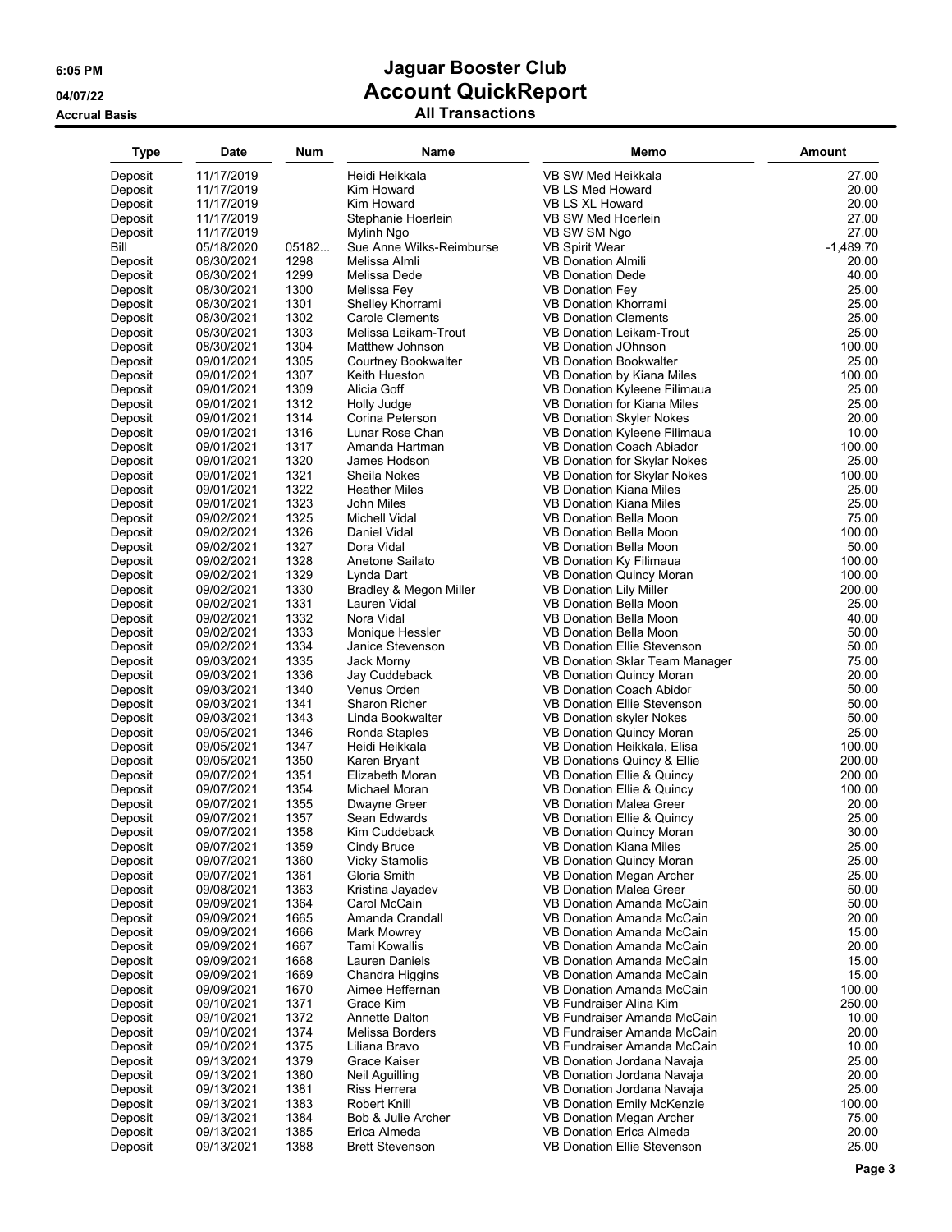# Jaguar Booster Club

## Account QuickReport

### All Transactions

6:05 PM
04/07/22
Accrual Basis

| Type | Date | Num | Name | Memo | Amount |
|---|---|---|---|---|---|
| Deposit | 11/17/2019 | | Heidi Heikkala | VB SW Med Heikkala | 27.00 |
| Deposit | 11/17/2019 | | Kim Howard | VB LS Med Howard | 20.00 |
| Deposit | 11/17/2019 | | Kim Howard | VB LS XL Howard | 20.00 |
| Deposit | 11/17/2019 | | Stephanie Hoerlein | VB SW Med Hoerlein | 27.00 |
| Deposit | 11/17/2019 | | Mylinh Ngo | VB SW SM Ngo | 27.00 |
| Bill | 05/18/2020 | 05182... | Sue Anne Wilks-Reimburse | VB Spirit Wear | -1,489.70 |
| Deposit | 08/30/2021 | 1298 | Melissa Almli | VB Donation Almili | 20.00 |
| Deposit | 08/30/2021 | 1299 | Melissa Dede | VB Donation Dede | 40.00 |
| Deposit | 08/30/2021 | 1300 | Melissa Fey | VB Donation Fey | 25.00 |
| Deposit | 08/30/2021 | 1301 | Shelley Khorrami | VB Donation Khorrami | 25.00 |
| Deposit | 08/30/2021 | 1302 | Carole Clements | VB Donation Clements | 25.00 |
| Deposit | 08/30/2021 | 1303 | Melissa Leikam-Trout | VB Donation Leikam-Trout | 25.00 |
| Deposit | 08/30/2021 | 1304 | Matthew Johnson | VB Donation JOhnson | 100.00 |
| Deposit | 09/01/2021 | 1305 | Courtney Bookwalter | VB Donation Bookwalter | 25.00 |
| Deposit | 09/01/2021 | 1307 | Keith Hueston | VB Donation by Kiana Miles | 100.00 |
| Deposit | 09/01/2021 | 1309 | Alicia Goff | VB Donation Kyleene Filimaua | 25.00 |
| Deposit | 09/01/2021 | 1312 | Holly Judge | VB Donation for Kiana Miles | 25.00 |
| Deposit | 09/01/2021 | 1314 | Corina Peterson | VB Donation Skyler Nokes | 20.00 |
| Deposit | 09/01/2021 | 1316 | Lunar Rose Chan | VB Donation Kyleene Filimaua | 10.00 |
| Deposit | 09/01/2021 | 1317 | Amanda Hartman | VB Donation Coach Abiador | 100.00 |
| Deposit | 09/01/2021 | 1320 | James Hodson | VB Donation for Skylar Nokes | 25.00 |
| Deposit | 09/01/2021 | 1321 | Sheila Nokes | VB Donation for Skylar Nokes | 100.00 |
| Deposit | 09/01/2021 | 1322 | Heather Miles | VB Donation Kiana Miles | 25.00 |
| Deposit | 09/01/2021 | 1323 | John Miles | VB Donation Kiana Miles | 25.00 |
| Deposit | 09/02/2021 | 1325 | Michell Vidal | VB Donation Bella Moon | 75.00 |
| Deposit | 09/02/2021 | 1326 | Daniel Vidal | VB Donation Bella Moon | 100.00 |
| Deposit | 09/02/2021 | 1327 | Dora Vidal | VB Donation Bella Moon | 50.00 |
| Deposit | 09/02/2021 | 1328 | Anetone Sailato | VB Donation Ky Filimaua | 100.00 |
| Deposit | 09/02/2021 | 1329 | Lynda Dart | VB Donation Quincy Moran | 100.00 |
| Deposit | 09/02/2021 | 1330 | Bradley & Megon Miller | VB Donation Lily Miller | 200.00 |
| Deposit | 09/02/2021 | 1331 | Lauren Vidal | VB Donation Bella Moon | 25.00 |
| Deposit | 09/02/2021 | 1332 | Nora Vidal | VB Donation Bella Moon | 40.00 |
| Deposit | 09/02/2021 | 1333 | Monique Hessler | VB Donation Bella Moon | 50.00 |
| Deposit | 09/02/2021 | 1334 | Janice Stevenson | VB Donation Ellie Stevenson | 50.00 |
| Deposit | 09/03/2021 | 1335 | Jack Morny | VB Donation Sklar Team Manager | 75.00 |
| Deposit | 09/03/2021 | 1336 | Jay Cuddeback | VB Donation Quincy Moran | 20.00 |
| Deposit | 09/03/2021 | 1340 | Venus Orden | VB Donation Coach Abidor | 50.00 |
| Deposit | 09/03/2021 | 1341 | Sharon Richer | VB Donation Ellie Stevenson | 50.00 |
| Deposit | 09/03/2021 | 1343 | Linda Bookwalter | VB Donation skyler Nokes | 50.00 |
| Deposit | 09/05/2021 | 1346 | Ronda Staples | VB Donation Quincy Moran | 25.00 |
| Deposit | 09/05/2021 | 1347 | Heidi Heikkala | VB Donation Heikkala, Elisa | 100.00 |
| Deposit | 09/05/2021 | 1350 | Karen Bryant | VB Donations Quincy & Ellie | 200.00 |
| Deposit | 09/07/2021 | 1351 | Elizabeth Moran | VB Donation Ellie & Quincy | 200.00 |
| Deposit | 09/07/2021 | 1354 | Michael Moran | VB Donation Ellie & Quincy | 100.00 |
| Deposit | 09/07/2021 | 1355 | Dwayne Greer | VB Donation Malea Greer | 20.00 |
| Deposit | 09/07/2021 | 1357 | Sean Edwards | VB Donation Ellie & Quincy | 25.00 |
| Deposit | 09/07/2021 | 1358 | Kim Cuddeback | VB Donation Quincy Moran | 30.00 |
| Deposit | 09/07/2021 | 1359 | Cindy Bruce | VB Donation Kiana Miles | 25.00 |
| Deposit | 09/07/2021 | 1360 | Vicky Stamolis | VB Donation Quincy Moran | 25.00 |
| Deposit | 09/07/2021 | 1361 | Gloria Smith | VB Donation Megan Archer | 25.00 |
| Deposit | 09/08/2021 | 1363 | Kristina Jayadev | VB Donation Malea Greer | 50.00 |
| Deposit | 09/09/2021 | 1364 | Carol McCain | VB Donation Amanda McCain | 50.00 |
| Deposit | 09/09/2021 | 1665 | Amanda Crandall | VB Donation Amanda McCain | 20.00 |
| Deposit | 09/09/2021 | 1666 | Mark Mowrey | VB Donation Amanda McCain | 15.00 |
| Deposit | 09/09/2021 | 1667 | Tami Kowallis | VB Donation Amanda McCain | 20.00 |
| Deposit | 09/09/2021 | 1668 | Lauren Daniels | VB Donation Amanda McCain | 15.00 |
| Deposit | 09/09/2021 | 1669 | Chandra Higgins | VB Donation Amanda McCain | 15.00 |
| Deposit | 09/09/2021 | 1670 | Aimee Heffernan | VB Donation Amanda McCain | 100.00 |
| Deposit | 09/10/2021 | 1371 | Grace Kim | VB Fundraiser Alina Kim | 250.00 |
| Deposit | 09/10/2021 | 1372 | Annette Dalton | VB Fundraiser Amanda McCain | 10.00 |
| Deposit | 09/10/2021 | 1374 | Melissa Borders | VB Fundraiser Amanda McCain | 20.00 |
| Deposit | 09/10/2021 | 1375 | Liliana Bravo | VB Fundraiser Amanda McCain | 10.00 |
| Deposit | 09/13/2021 | 1379 | Grace Kaiser | VB Donation Jordana Navaja | 25.00 |
| Deposit | 09/13/2021 | 1380 | Neil Aguilling | VB Donation Jordana Navaja | 20.00 |
| Deposit | 09/13/2021 | 1381 | Riss Herrera | VB Donation Jordana Navaja | 25.00 |
| Deposit | 09/13/2021 | 1383 | Robert Knill | VB Donation Emily McKenzie | 100.00 |
| Deposit | 09/13/2021 | 1384 | Bob & Julie Archer | VB Donation Megan Archer | 75.00 |
| Deposit | 09/13/2021 | 1385 | Erica Almeda | VB Donation Erica Almeda | 20.00 |
| Deposit | 09/13/2021 | 1388 | Brett Stevenson | VB Donation Ellie Stevenson | 25.00 |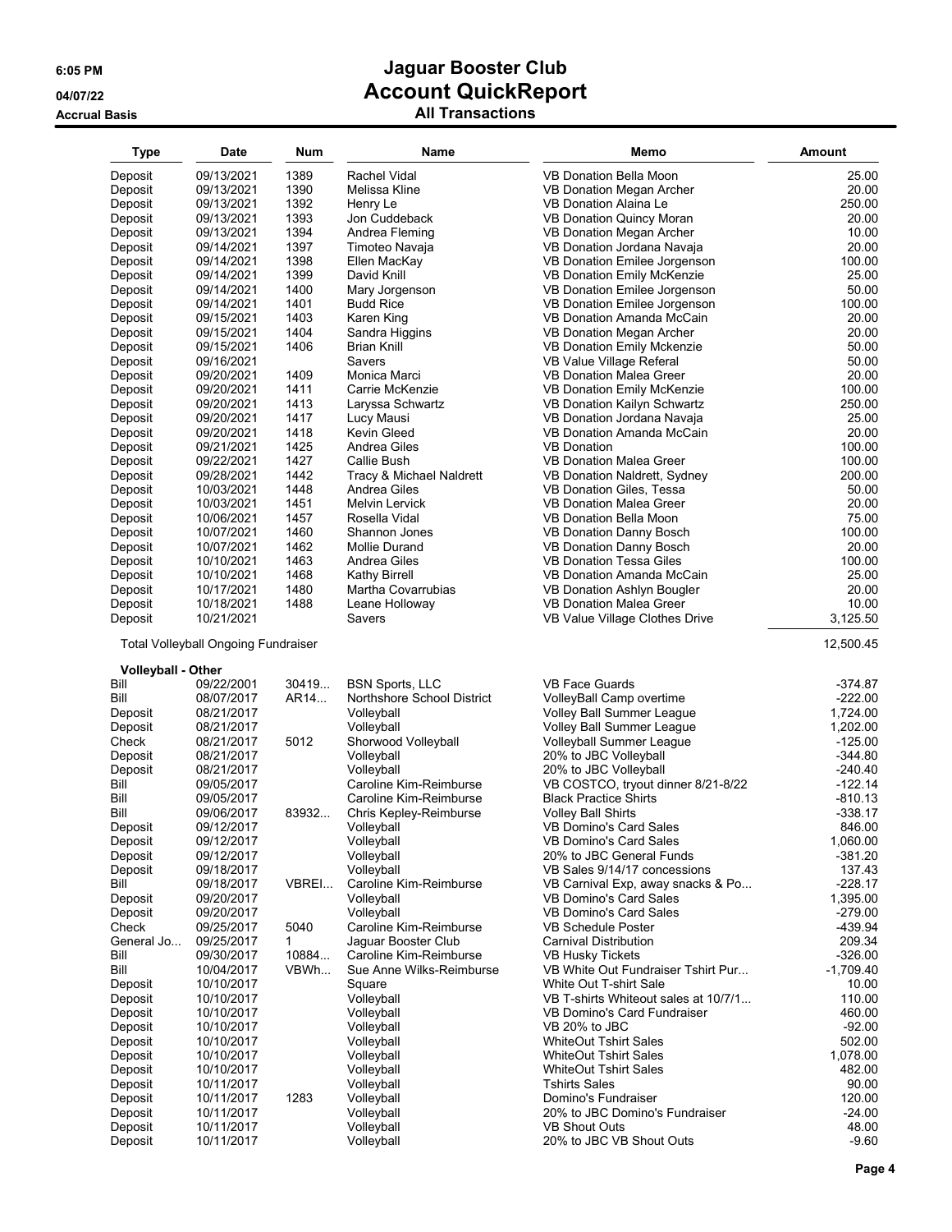# Jaguar Booster Club

## Account QuickReport

### All Transactions

6:05 PM
04/07/22
Accrual Basis

| Type | Date | Num | Name | Memo | Amount |
|---|---|---|---|---|---|
| Deposit | 09/13/2021 | 1389 | Rachel Vidal | VB Donation Bella Moon | 25.00 |
| Deposit | 09/13/2021 | 1390 | Melissa Kline | VB Donation Megan Archer | 20.00 |
| Deposit | 09/13/2021 | 1392 | Henry Le | VB Donation Alaina Le | 250.00 |
| Deposit | 09/13/2021 | 1393 | Jon Cuddeback | VB Donation Quincy Moran | 20.00 |
| Deposit | 09/13/2021 | 1394 | Andrea Fleming | VB Donation Megan Archer | 10.00 |
| Deposit | 09/14/2021 | 1397 | Timoteo Navaja | VB Donation Jordana Navaja | 20.00 |
| Deposit | 09/14/2021 | 1398 | Ellen MacKay | VB Donation Emilee Jorgenson | 100.00 |
| Deposit | 09/14/2021 | 1399 | David Knill | VB Donation Emily McKenzie | 25.00 |
| Deposit | 09/14/2021 | 1400 | Mary Jorgenson | VB Donation Emilee Jorgenson | 50.00 |
| Deposit | 09/14/2021 | 1401 | Budd Rice | VB Donation Emilee Jorgenson | 100.00 |
| Deposit | 09/15/2021 | 1403 | Karen King | VB Donation Amanda McCain | 20.00 |
| Deposit | 09/15/2021 | 1404 | Sandra Higgins | VB Donation Megan Archer | 20.00 |
| Deposit | 09/15/2021 | 1406 | Brian Knill | VB Donation Emily Mckenzie | 50.00 |
| Deposit | 09/16/2021 | | Savers | VB Value Village Referal | 50.00 |
| Deposit | 09/20/2021 | 1409 | Monica Marci | VB Donation Malea Greer | 20.00 |
| Deposit | 09/20/2021 | 1411 | Carrie McKenzie | VB Donation Emily McKenzie | 100.00 |
| Deposit | 09/20/2021 | 1413 | Laryssa Schwartz | VB Donation Kailyn Schwartz | 250.00 |
| Deposit | 09/20/2021 | 1417 | Lucy Mausi | VB Donation Jordana Navaja | 25.00 |
| Deposit | 09/20/2021 | 1418 | Kevin Gleed | VB Donation Amanda McCain | 20.00 |
| Deposit | 09/21/2021 | 1425 | Andrea Giles | VB Donation | 100.00 |
| Deposit | 09/22/2021 | 1427 | Callie Bush | VB Donation Malea Greer | 100.00 |
| Deposit | 09/28/2021 | 1442 | Tracy & Michael Naldrett | VB Donation Naldrett, Sydney | 200.00 |
| Deposit | 10/03/2021 | 1448 | Andrea Giles | VB Donation Giles, Tessa | 50.00 |
| Deposit | 10/03/2021 | 1451 | Melvin Lervick | VB Donation Malea Greer | 20.00 |
| Deposit | 10/06/2021 | 1457 | Rosella Vidal | VB Donation Bella Moon | 75.00 |
| Deposit | 10/07/2021 | 1460 | Shannon Jones | VB Donation Danny Bosch | 100.00 |
| Deposit | 10/07/2021 | 1462 | Mollie Durand | VB Donation Danny Bosch | 20.00 |
| Deposit | 10/10/2021 | 1463 | Andrea Giles | VB Donation Tessa Giles | 100.00 |
| Deposit | 10/10/2021 | 1468 | Kathy Birrell | VB Donation Amanda McCain | 25.00 |
| Deposit | 10/17/2021 | 1480 | Martha Covarrubias | VB Donation Ashlyn Bougler | 20.00 |
| Deposit | 10/18/2021 | 1488 | Leane Holloway | VB Donation Malea Greer | 10.00 |
| Deposit | 10/21/2021 | | Savers | VB Value Village Clothes Drive | 3,125.50 |
| **Total Volleyball Ongoing Fundraiser** | | | | | 12,500.45 |
| **Volleyball - Other** | | | | | |
| Bill | 09/22/2001 | 30419... | BSN Sports, LLC | VB Face Guards | -374.87 |
| Bill | 08/07/2017 | AR14... | Northshore School District | VolleyBall Camp overtime | -222.00 |
| Deposit | 08/21/2017 | | Volleyball | Volley Ball Summer League | 1,724.00 |
| Deposit | 08/21/2017 | | Volleyball | Volley Ball Summer League | 1,202.00 |
| Check | 08/21/2017 | 5012 | Shorwood Volleyball | Volleyball Summer League | -125.00 |
| Deposit | 08/21/2017 | | Volleyball | 20% to JBC Volleyball | -344.80 |
| Deposit | 08/21/2017 | | Volleyball | 20% to JBC Volleyball | -240.40 |
| Bill | 09/05/2017 | | Caroline Kim-Reimburse | VB COSTCO, tryout dinner 8/21-8/22 | -122.14 |
| Bill | 09/05/2017 | | Caroline Kim-Reimburse | Black Practice Shirts | -810.13 |
| Bill | 09/06/2017 | 83932... | Chris Kepley-Reimburse | Volley Ball Shirts | -338.17 |
| Deposit | 09/12/2017 | | Volleyball | VB Domino's Card Sales | 846.00 |
| Deposit | 09/12/2017 | | Volleyball | VB Domino's Card Sales | 1,060.00 |
| Deposit | 09/12/2017 | | Volleyball | 20% to JBC General Funds | -381.20 |
| Deposit | 09/18/2017 | | Volleyball | VB Sales 9/14/17 concessions | 137.43 |
| Bill | 09/18/2017 | VBREI... | Caroline Kim-Reimburse | VB Carnival Exp, away snacks & Po... | -228.17 |
| Deposit | 09/20/2017 | | Volleyball | VB Domino's Card Sales | 1,395.00 |
| Deposit | 09/20/2017 | | Volleyball | VB Domino's Card Sales | -279.00 |
| Check | 09/25/2017 | 5040 | Caroline Kim-Reimburse | VB Schedule Poster | -439.94 |
| General Jo... | 09/25/2017 | 1 | Jaguar Booster Club | Carnival Distribution | 209.34 |
| Bill | 09/30/2017 | 10884... | Caroline Kim-Reimburse | VB Husky Tickets | -326.00 |
| Bill | 10/04/2017 | VBWh... | Sue Anne Wilks-Reimburse | VB White Out Fundraiser Tshirt Pur... | -1,709.40 |
| Deposit | 10/10/2017 | | Square | White Out T-shirt Sale | 10.00 |
| Deposit | 10/10/2017 | | Volleyball | VB T-shirts Whiteout sales at 10/7/1... | 110.00 |
| Deposit | 10/10/2017 | | Volleyball | VB Domino's Card Fundraiser | 460.00 |
| Deposit | 10/10/2017 | | Volleyball | VB 20% to JBC | -92.00 |
| Deposit | 10/10/2017 | | Volleyball | WhiteOut Tshirt Sales | 502.00 |
| Deposit | 10/10/2017 | | Volleyball | WhiteOut Tshirt Sales | 1,078.00 |
| Deposit | 10/10/2017 | | Volleyball | WhiteOut Tshirt Sales | 482.00 |
| Deposit | 10/11/2017 | | Volleyball | Tshirts Sales | 90.00 |
| Deposit | 10/11/2017 | 1283 | Volleyball | Domino's Fundraiser | 120.00 |
| Deposit | 10/11/2017 | | Volleyball | 20% to JBC Domino's Fundraiser | -24.00 |
| Deposit | 10/11/2017 | | Volleyball | VB Shout Outs | 48.00 |
| Deposit | 10/11/2017 | | Volleyball | 20% to JBC VB Shout Outs | -9.60 |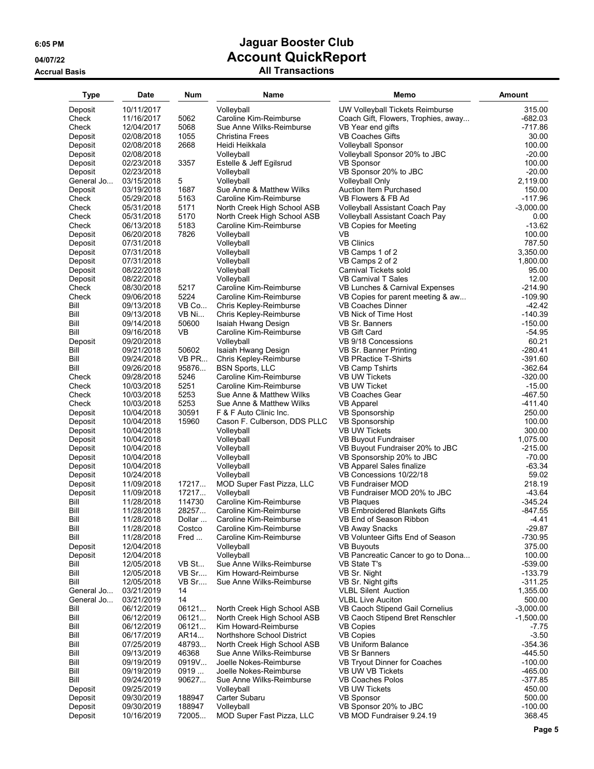# Jaguar Booster Club

## Account QuickReport

### All Transactions

6:05 PM
04/07/22
Accrual Basis

| Type | Date | Num | Name | Memo | Amount |
|---|---|---|---|---|---|
| Deposit | 10/11/2017 | | Volleyball | UW Volleyball Tickets Reimburse | 315.00 |
| Check | 11/16/2017 | 5062 | Caroline Kim-Reimburse | Coach Gift, Flowers, Trophies, away... | -682.03 |
| Check | 12/04/2017 | 5068 | Sue Anne Wilks-Reimburse | VB Year end gifts | -717.86 |
| Deposit | 02/08/2018 | 1055 | Christina Frees | VB Coaches Gifts | 30.00 |
| Deposit | 02/08/2018 | 2668 | Heidi Heikkala | Volleyball Sponsor | 100.00 |
| Deposit | 02/08/2018 | | Volleyball | Volleyball Sponsor 20% to JBC | -20.00 |
| Deposit | 02/23/2018 | 3357 | Estelle & Jeff Egilsrud | VB Sponsor | 100.00 |
| Deposit | 02/23/2018 | | Volleyball | VB Sponsor 20% to JBC | -20.00 |
| General Jo... | 03/15/2018 | 5 | Volleyball | Volleyball Only | 2,119.00 |
| Deposit | 03/19/2018 | 1687 | Sue Anne & Matthew Wilks | Auction Item Purchased | 150.00 |
| Check | 05/29/2018 | 5163 | Caroline Kim-Reimburse | VB Flowers & FB Ad | -117.96 |
| Check | 05/31/2018 | 5171 | North Creek High School ASB | Volleyball Assistant Coach Pay | -3,000.00 |
| Check | 05/31/2018 | 5170 | North Creek High School ASB | Volleyball Assistant Coach Pay | 0.00 |
| Check | 06/13/2018 | 5183 | Caroline Kim-Reimburse | VB Copies for Meeting | -13.62 |
| Deposit | 06/20/2018 | 7826 | Volleyball | VB | 100.00 |
| Deposit | 07/31/2018 | | Volleyball | VB Clinics | 787.50 |
| Deposit | 07/31/2018 | | Volleyball | VB Camps 1 of 2 | 3,350.00 |
| Deposit | 07/31/2018 | | Volleyball | VB Camps 2 of 2 | 1,800.00 |
| Deposit | 08/22/2018 | | Volleyball | Carnival Tickets sold | 95.00 |
| Deposit | 08/22/2018 | | Volleyball | VB Carnival T Sales | 12.00 |
| Check | 08/30/2018 | 5217 | Caroline Kim-Reimburse | VB Lunches & Carnival Expenses | -214.90 |
| Check | 09/06/2018 | 5224 | Caroline Kim-Reimburse | VB Copies for parent meeting & aw... | -109.90 |
| Bill | 09/13/2018 | VB Co... | Chris Kepley-Reimburse | VB Coaches Dinner | -42.42 |
| Bill | 09/13/2018 | VB Ni... | Chris Kepley-Reimburse | VB Nick of Time Host | -140.39 |
| Bill | 09/14/2018 | 50600 | Isaiah Hwang Design | VB Sr. Banners | -150.00 |
| Bill | 09/16/2018 | VB | Caroline Kim-Reimburse | VB Gift Card | -54.95 |
| Deposit | 09/20/2018 | | Volleyball | VB 9/18 Concessions | 60.21 |
| Bill | 09/21/2018 | 50602 | Isaiah Hwang Design | VB Sr. Banner Printing | -280.41 |
| Bill | 09/24/2018 | VB PR... | Chris Kepley-Reimburse | VB PRactice T-Shirts | -391.60 |
| Bill | 09/26/2018 | 95876... | BSN Sports, LLC | VB Camp Tshirts | -362.64 |
| Check | 09/28/2018 | 5246 | Caroline Kim-Reimburse | VB UW Tickets | -320.00 |
| Check | 10/03/2018 | 5251 | Caroline Kim-Reimburse | VB UW Ticket | -15.00 |
| Check | 10/03/2018 | 5253 | Sue Anne & Matthew Wilks | VB Coaches Gear | -467.50 |
| Check | 10/03/2018 | 5253 | Sue Anne & Matthew Wilks | VB Apparel | -411.40 |
| Deposit | 10/04/2018 | 30591 | F & F Auto Clinic Inc. | VB Sponsorship | 250.00 |
| Deposit | 10/04/2018 | 15960 | Cason F. Culberson, DDS PLLC | VB Sponsorship | 100.00 |
| Deposit | 10/04/2018 | | Volleyball | VB UW Tickets | 300.00 |
| Deposit | 10/04/2018 | | Volleyball | VB Buyout Fundraiser | 1,075.00 |
| Deposit | 10/04/2018 | | Volleyball | VB Buyout Fundraiser 20% to JBC | -215.00 |
| Deposit | 10/04/2018 | | Volleyball | VB Sponsorship 20% to JBC | -70.00 |
| Deposit | 10/04/2018 | | Volleyball | VB Apparel Sales finalize | -63.34 |
| Deposit | 10/24/2018 | | Volleyball | VB Concessions 10/22/18 | 59.02 |
| Deposit | 11/09/2018 | 17217... | MOD Super Fast Pizza, LLC | VB Fundraiser MOD | 218.19 |
| Deposit | 11/09/2018 | 17217... | Volleyball | VB Fundraiser MOD 20% to JBC | -43.64 |
| Bill | 11/28/2018 | 114730 | Caroline Kim-Reimburse | VB Plaques | -345.24 |
| Bill | 11/28/2018 | 28257... | Caroline Kim-Reimburse | VB Embroidered Blankets Gifts | -847.55 |
| Bill | 11/28/2018 | Dollar ... | Caroline Kim-Reimburse | VB End of Season Ribbon | -4.41 |
| Bill | 11/28/2018 | Costco | Caroline Kim-Reimburse | VB Away Snacks | -29.87 |
| Bill | 11/28/2018 | Fred ... | Caroline Kim-Reimburse | VB Volunteer Gifts End of Season | -730.95 |
| Deposit | 12/04/2018 | | Volleyball | VB Buyouts | 375.00 |
| Deposit | 12/04/2018 | | Volleyball | VB Pancreatic Cancer to go to Dona... | 100.00 |
| Bill | 12/05/2018 | VB St... | Sue Anne Wilks-Reimburse | VB State T's | -539.00 |
| Bill | 12/05/2018 | VB Sr.... | Kim Howard-Reimburse | VB Sr. Night | -133.79 |
| Bill | 12/05/2018 | VB Sr.... | Sue Anne Wilks-Reimburse | VB Sr. Night gifts | -311.25 |
| General Jo... | 03/21/2019 | 14 | | VLBL Silent Auction | 1,355.00 |
| General Jo... | 03/21/2019 | 14 | | VLBL Live Auciton | 500.00 |
| Bill | 06/12/2019 | 06121... | North Creek High School ASB | VB Caoch Stipend Gail Cornelius | -3,000.00 |
| Bill | 06/12/2019 | 06121... | North Creek High School ASB | VB Caoch Stipend Bret Renschler | -1,500.00 |
| Bill | 06/12/2019 | 06121... | Kim Howard-Reimburse | VB Copies | -7.75 |
| Bill | 06/17/2019 | AR14... | Northshore School District | VB Copies | -3.50 |
| Bill | 07/25/2019 | 48793... | North Creek High School ASB | VB Uniform Balance | -354.36 |
| Bill | 09/13/2019 | 46368 | Sue Anne Wilks-Reimburse | VB Sr Banners | -445.50 |
| Bill | 09/19/2019 | 0919V... | Joelle Nokes-Reimburse | VB Tryout Dinner for Coaches | -100.00 |
| Bill | 09/19/2019 | 0919 ... | Joelle Nokes-Reimburse | VB UW VB Tickets | -465.00 |
| Bill | 09/24/2019 | 90627... | Sue Anne Wilks-Reimburse | VB Coaches Polos | -377.85 |
| Deposit | 09/25/2019 | | Volleyball | VB UW Tickets | 450.00 |
| Deposit | 09/30/2019 | 188947 | Carter Subaru | VB Sponsor | 500.00 |
| Deposit | 09/30/2019 | 188947 | Volleyball | VB Sponsor 20% to JBC | -100.00 |
| Deposit | 10/16/2019 | 72005... | MOD Super Fast Pizza, LLC | VB MOD Fundraiser 9.24.19 | 368.45 |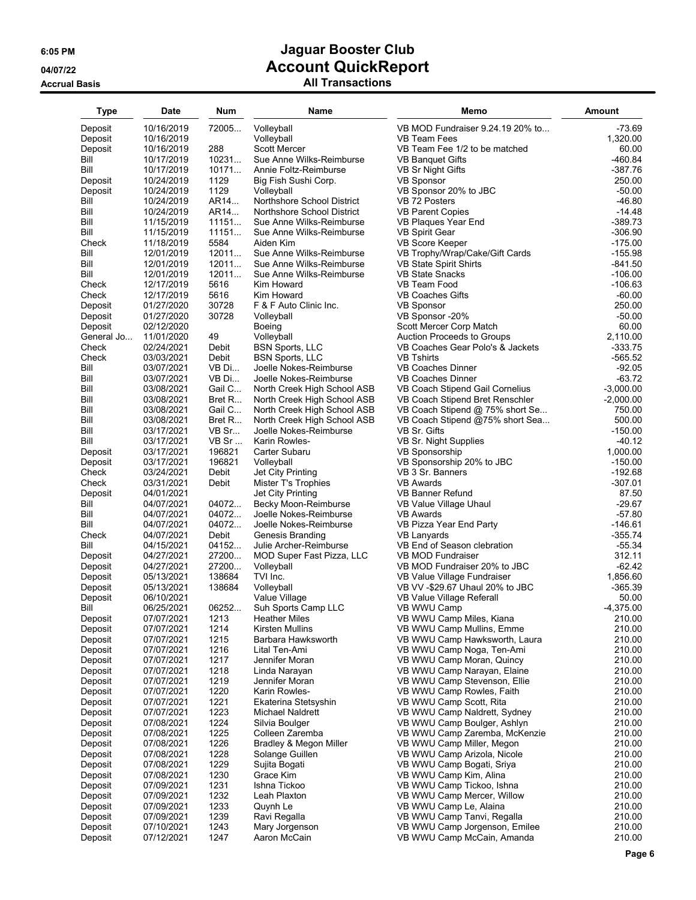# Jaguar Booster Club

## Account QuickReport

### All Transactions

6:05 PM
04/07/22
Accrual Basis

| Type | Date | Num | Name | Memo | Amount |
|---|---|---|---|---|---|
| Deposit | 10/16/2019 | 72005... | Volleyball | VB MOD Fundraiser 9.24.19 20% to... | -73.69 |
| Deposit | 10/16/2019 | | Volleyball | VB Team Fees | 1,320.00 |
| Deposit | 10/16/2019 | 288 | Scott Mercer | VB Team Fee 1/2 to be matched | 60.00 |
| Bill | 10/17/2019 | 10231... | Sue Anne Wilks-Reimburse | VB Banquet Gifts | -460.84 |
| Bill | 10/17/2019 | 10171... | Annie Foltz-Reimburse | VB Sr Night Gifts | -387.76 |
| Deposit | 10/24/2019 | 1129 | Big Fish Sushi Corp. | VB Sponsor | 250.00 |
| Deposit | 10/24/2019 | 1129 | Volleyball | VB Sponsor 20% to JBC | -50.00 |
| Bill | 10/24/2019 | AR14... | Northshore School District | VB 72 Posters | -46.80 |
| Bill | 10/24/2019 | AR14... | Northshore School District | VB Parent Copies | -14.48 |
| Bill | 11/15/2019 | 11151... | Sue Anne Wilks-Reimburse | VB Plaques Year End | -389.73 |
| Bill | 11/15/2019 | 11151... | Sue Anne Wilks-Reimburse | VB Spirit Gear | -306.90 |
| Check | 11/18/2019 | 5584 | Aiden Kim | VB Score Keeper | -175.00 |
| Bill | 12/01/2019 | 12011... | Sue Anne Wilks-Reimburse | VB Trophy/Wrap/Cake/Gift Cards | -155.98 |
| Bill | 12/01/2019 | 12011... | Sue Anne Wilks-Reimburse | VB State Spirit Shirts | -841.50 |
| Bill | 12/01/2019 | 12011... | Sue Anne Wilks-Reimburse | VB State Snacks | -106.00 |
| Check | 12/17/2019 | 5616 | Kim Howard | VB Team Food | -106.63 |
| Check | 12/17/2019 | 5616 | Kim Howard | VB Coaches Gifts | -60.00 |
| Deposit | 01/27/2020 | 30728 | F & F Auto Clinic Inc. | VB Sponsor | 250.00 |
| Deposit | 01/27/2020 | 30728 | Volleyball | VB Sponsor -20% | -50.00 |
| Deposit | 02/12/2020 | | Boeing | Scott Mercer Corp Match | 60.00 |
| General Jo... | 11/01/2020 | 49 | Volleyball | Auction Proceeds to Groups | 2,110.00 |
| Check | 02/24/2021 | Debit | BSN Sports, LLC | VB Coaches Gear Polo's & Jackets | -333.75 |
| Check | 03/03/2021 | Debit | BSN Sports, LLC | VB Tshirts | -565.52 |
| Bill | 03/07/2021 | VB Di... | Joelle Nokes-Reimburse | VB Coaches Dinner | -92.05 |
| Bill | 03/07/2021 | VB Di... | Joelle Nokes-Reimburse | VB Coaches Dinner | -63.72 |
| Bill | 03/08/2021 | Gail C... | North Creek High School ASB | VB Coach Stipend Gail Cornelius | -3,000.00 |
| Bill | 03/08/2021 | Bret R... | North Creek High School ASB | VB Coach Stipend Bret Renschler | -2,000.00 |
| Bill | 03/08/2021 | Gail C... | North Creek High School ASB | VB Coach Stipend @ 75% short Se... | 750.00 |
| Bill | 03/08/2021 | Bret R... | North Creek High School ASB | VB Coach Stipend @75% short Sea... | 500.00 |
| Bill | 03/17/2021 | VB Sr... | Joelle Nokes-Reimburse | VB Sr. Gifts | -150.00 |
| Bill | 03/17/2021 | VB Sr ... | Karin Rowles- | VB Sr. Night Supplies | -40.12 |
| Deposit | 03/17/2021 | 196821 | Carter Subaru | VB Sponsorship | 1,000.00 |
| Deposit | 03/17/2021 | 196821 | Volleyball | VB Sponsorship 20% to JBC | -150.00 |
| Check | 03/24/2021 | Debit | Jet City Printing | VB 3 Sr. Banners | -192.68 |
| Check | 03/31/2021 | Debit | Mister T's Trophies | VB Awards | -307.01 |
| Deposit | 04/01/2021 | | Jet City Printing | VB Banner Refund | 87.50 |
| Bill | 04/07/2021 | 04072... | Becky Moon-Reimburse | VB Value Village Uhaul | -29.67 |
| Bill | 04/07/2021 | 04072... | Joelle Nokes-Reimburse | VB Awards | -57.80 |
| Bill | 04/07/2021 | 04072... | Joelle Nokes-Reimburse | VB Pizza Year End Party | -146.61 |
| Check | 04/07/2021 | Debit | Genesis Branding | VB Lanyards | -355.74 |
| Bill | 04/15/2021 | 04152... | Julie Archer-Reimburse | VB End of Season clebration | -55.34 |
| Deposit | 04/27/2021 | 27200... | MOD Super Fast Pizza, LLC | VB MOD Fundraiser | 312.11 |
| Deposit | 04/27/2021 | 27200... | Volleyball | VB MOD Fundraiser 20% to JBC | -62.42 |
| Deposit | 05/13/2021 | 138684 | TVI Inc. | VB Value Village Fundraiser | 1,856.60 |
| Deposit | 05/13/2021 | 138684 | Volleyball | VB VV -$29.67 Uhaul 20% to JBC | -365.39 |
| Deposit | 06/10/2021 | | Value Village | VB Value Village Referall | 50.00 |
| Bill | 06/25/2021 | 06252... | Suh Sports Camp LLC | VB WWU Camp | -4,375.00 |
| Deposit | 07/07/2021 | 1213 | Heather Miles | VB WWU Camp Miles, Kiana | 210.00 |
| Deposit | 07/07/2021 | 1214 | Kirsten Mullins | VB WWU Camp Mullins, Emme | 210.00 |
| Deposit | 07/07/2021 | 1215 | Barbara Hawksworth | VB WWU Camp Hawksworth, Laura | 210.00 |
| Deposit | 07/07/2021 | 1216 | Lital Ten-Ami | VB WWU Camp Noga, Ten-Ami | 210.00 |
| Deposit | 07/07/2021 | 1217 | Jennifer Moran | VB WWU Camp Moran, Quincy | 210.00 |
| Deposit | 07/07/2021 | 1218 | Linda Narayan | VB WWU Camp Narayan, Elaine | 210.00 |
| Deposit | 07/07/2021 | 1219 | Jennifer Moran | VB WWU Camp Stevenson, Ellie | 210.00 |
| Deposit | 07/07/2021 | 1220 | Karin Rowles- | VB WWU Camp Rowles, Faith | 210.00 |
| Deposit | 07/07/2021 | 1221 | Ekaterina Stetsyshin | VB WWU Camp Scott, Rita | 210.00 |
| Deposit | 07/07/2021 | 1223 | Michael Naldrett | VB WWU Camp Naldrett, Sydney | 210.00 |
| Deposit | 07/08/2021 | 1224 | Silvia Boulger | VB WWU Camp Boulger, Ashlyn | 210.00 |
| Deposit | 07/08/2021 | 1225 | Colleen Zaremba | VB WWU Camp Zaremba, McKenzie | 210.00 |
| Deposit | 07/08/2021 | 1226 | Bradley & Megon Miller | VB WWU Camp Miller, Megon | 210.00 |
| Deposit | 07/08/2021 | 1228 | Solange Guillen | VB WWU Camp Arizola, Nicole | 210.00 |
| Deposit | 07/08/2021 | 1229 | Sujita Bogati | VB WWU Camp Bogati, Sriya | 210.00 |
| Deposit | 07/08/2021 | 1230 | Grace Kim | VB WWU Camp Kim, Alina | 210.00 |
| Deposit | 07/09/2021 | 1231 | Ishna Tickoo | VB WWU Camp Tickoo, Ishna | 210.00 |
| Deposit | 07/09/2021 | 1232 | Leah Plaxton | VB WWU Camp Mercer, Willow | 210.00 |
| Deposit | 07/09/2021 | 1233 | Quynh Le | VB WWU Camp Le, Alaina | 210.00 |
| Deposit | 07/09/2021 | 1239 | Ravi Regalla | VB WWU Camp Tanvi, Regalla | 210.00 |
| Deposit | 07/10/2021 | 1243 | Mary Jorgenson | VB WWU Camp Jorgenson, Emilee | 210.00 |
| Deposit | 07/12/2021 | 1247 | Aaron McCain | VB WWU Camp McCain, Amanda | 210.00 |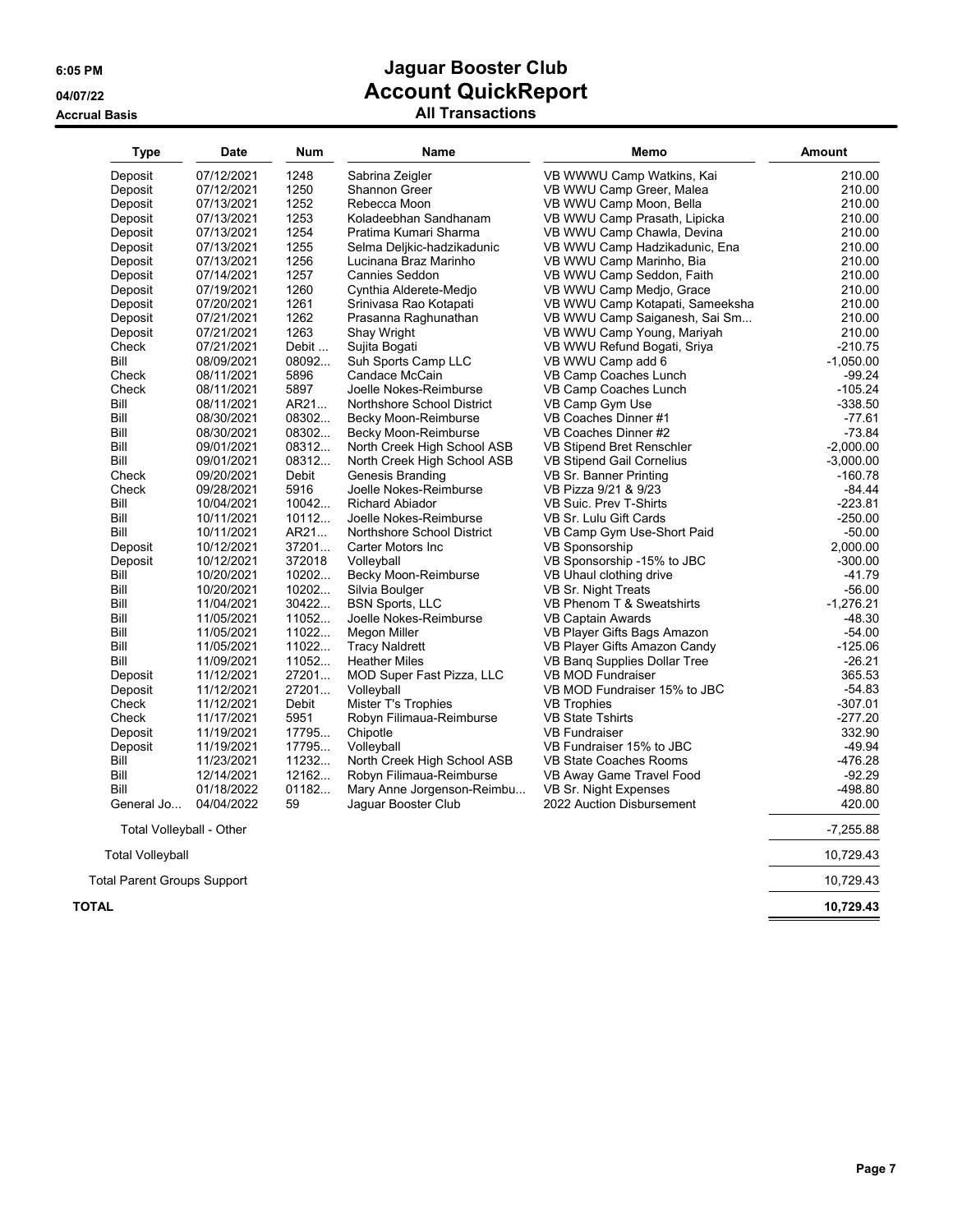# Jaguar Booster Club
## Account QuickReport
### All Transactions

6:05 PM
04/07/22
Accrual Basis

| Type | Date | Num | Name | Memo | Amount |
|---|---|---|---|---|---|
| Deposit | 07/12/2021 | 1248 | Sabrina Zeigler | VB WWWU Camp Watkins, Kai | 210.00 |
| Deposit | 07/12/2021 | 1250 | Shannon Greer | VB WWU Camp Greer, Malea | 210.00 |
| Deposit | 07/13/2021 | 1252 | Rebecca Moon | VB WWU Camp Moon, Bella | 210.00 |
| Deposit | 07/13/2021 | 1253 | Koladeebhan Sandhanam | VB WWU Camp Prasath, Lipicka | 210.00 |
| Deposit | 07/13/2021 | 1254 | Pratima Kumari Sharma | VB WWU Camp Chawla, Devina | 210.00 |
| Deposit | 07/13/2021 | 1255 | Selma Deljkic-hadzikadunic | VB WWU Camp Hadzikadunic, Ena | 210.00 |
| Deposit | 07/13/2021 | 1256 | Lucinana Braz Marinho | VB WWU Camp Marinho, Bia | 210.00 |
| Deposit | 07/14/2021 | 1257 | Cannies Seddon | VB WWU Camp Seddon, Faith | 210.00 |
| Deposit | 07/19/2021 | 1260 | Cynthia Alderete-Medjo | VB WWU Camp Medjo, Grace | 210.00 |
| Deposit | 07/20/2021 | 1261 | Srinivasa Rao Kotapati | VB WWU Camp Kotapati, Sameeksha | 210.00 |
| Deposit | 07/21/2021 | 1262 | Prasanna Raghunathan | VB WWU Camp Saiganesh, Sai Sm... | 210.00 |
| Deposit | 07/21/2021 | 1263 | Shay Wright | VB WWU Camp Young, Mariyah | 210.00 |
| Check | 07/21/2021 | Debit ... | Sujita Bogati | VB WWU Refund Bogati, Sriya | -210.75 |
| Bill | 08/09/2021 | 08092... | Suh Sports Camp LLC | VB WWU Camp add 6 | -1,050.00 |
| Check | 08/11/2021 | 5896 | Candace McCain | VB Camp Coaches Lunch | -99.24 |
| Check | 08/11/2021 | 5897 | Joelle Nokes-Reimburse | VB Camp Coaches Lunch | -105.24 |
| Bill | 08/11/2021 | AR21... | Northshore School District | VB Camp Gym Use | -338.50 |
| Bill | 08/30/2021 | 08302... | Becky Moon-Reimburse | VB Coaches Dinner #1 | -77.61 |
| Bill | 08/30/2021 | 08302... | Becky Moon-Reimburse | VB Coaches Dinner #2 | -73.84 |
| Bill | 09/01/2021 | 08312... | North Creek High School ASB | VB Stipend Bret Renschler | -2,000.00 |
| Bill | 09/01/2021 | 08312... | North Creek High School ASB | VB Stipend Gail Cornelius | -3,000.00 |
| Check | 09/20/2021 | Debit | Genesis Branding | VB Sr. Banner Printing | -160.78 |
| Check | 09/28/2021 | 5916 | Joelle Nokes-Reimburse | VB Pizza 9/21 & 9/23 | -84.44 |
| Bill | 10/04/2021 | 10042... | Richard Abiador | VB Suic. Prev T-Shirts | -223.81 |
| Bill | 10/11/2021 | 10112... | Joelle Nokes-Reimburse | VB Sr. Lulu Gift Cards | -250.00 |
| Bill | 10/11/2021 | AR21... | Northshore School District | VB Camp Gym Use-Short Paid | -50.00 |
| Deposit | 10/12/2021 | 37201... | Carter Motors Inc | VB Sponsorship | 2,000.00 |
| Deposit | 10/12/2021 | 372018 | Volleyball | VB Sponsorship -15% to JBC | -300.00 |
| Bill | 10/20/2021 | 10202... | Becky Moon-Reimburse | VB Uhaul clothing drive | -41.79 |
| Bill | 10/20/2021 | 10202... | Silvia Boulger | VB Sr. Night Treats | -56.00 |
| Bill | 11/04/2021 | 30422... | BSN Sports, LLC | VB Phenom T & Sweatshirts | -1,276.21 |
| Bill | 11/05/2021 | 11052... | Joelle Nokes-Reimburse | VB Captain Awards | -48.30 |
| Bill | 11/05/2021 | 11022... | Megon Miller | VB Player Gifts Bags Amazon | -54.00 |
| Bill | 11/05/2021 | 11022... | Tracy Naldrett | VB Player Gifts Amazon Candy | -125.06 |
| Bill | 11/09/2021 | 11052... | Heather Miles | VB Banq Supplies Dollar Tree | -26.21 |
| Deposit | 11/12/2021 | 27201... | MOD Super Fast Pizza, LLC | VB MOD Fundraiser | 365.53 |
| Deposit | 11/12/2021 | 27201... | Volleyball | VB MOD Fundraiser 15% to JBC | -54.83 |
| Check | 11/12/2021 | Debit | Mister T's Trophies | VB Trophies | -307.01 |
| Check | 11/17/2021 | 5951 | Robyn Filimaua-Reimburse | VB State Tshirts | -277.20 |
| Deposit | 11/19/2021 | 17795... | Chipotle | VB Fundraiser | 332.90 |
| Deposit | 11/19/2021 | 17795... | Volleyball | VB Fundraiser 15% to JBC | -49.94 |
| Bill | 11/23/2021 | 11232... | North Creek High School ASB | VB State Coaches Rooms | -476.28 |
| Bill | 12/14/2021 | 12162... | Robyn Filimaua-Reimburse | VB Away Game Travel Food | -92.29 |
| Bill | 01/18/2022 | 01182... | Mary Anne Jorgenson-Reimbu... | VB Sr. Night Expenses | -498.80 |
| General Jo... | 04/04/2022 | 59 | Jaguar Booster Club | 2022 Auction Disbursement | 420.00 |
| Total Volleyball - Other | | | | | -7,255.88 |
| Total Volleyball | | | | | 10,729.43 |
| Total Parent Groups Support | | | | | 10,729.43 |
| **TOTAL** | | | | | **10,729.43** |